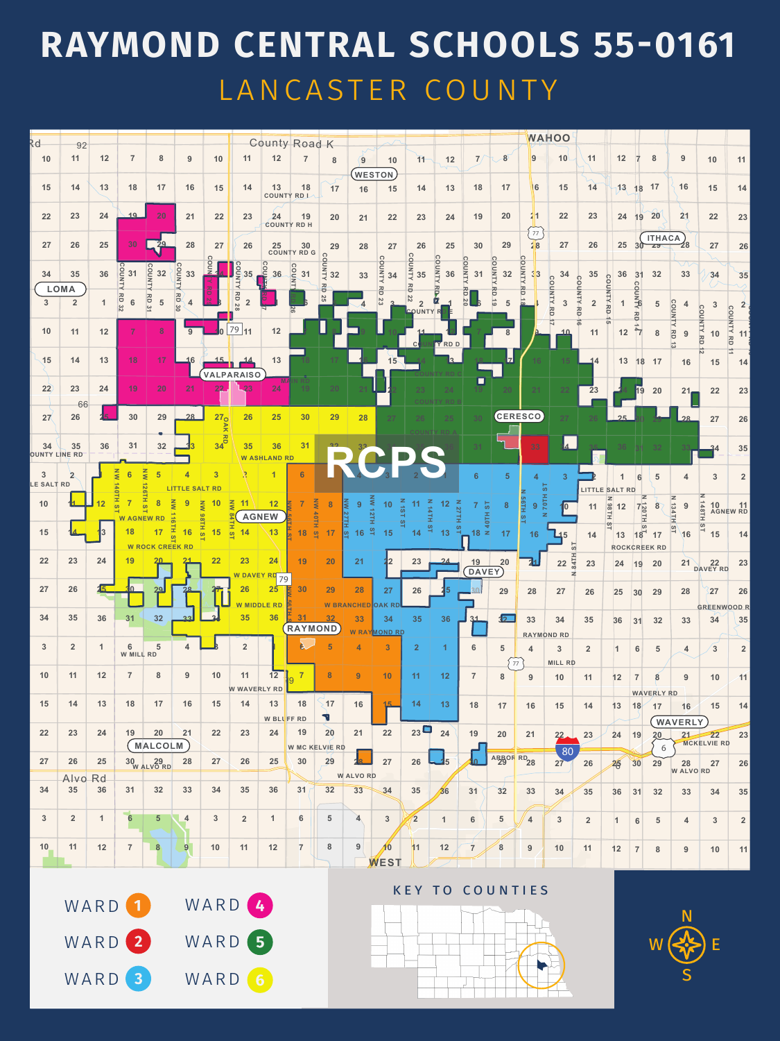# RAYMOND CENTRAL SCHOOLS 55-0161

## LANCASTER COUNTY

RCPS

WARD 1

WARD 2

WARD 3

WARD 4

WARD 5

WARD 6

KEY TO COUNTIES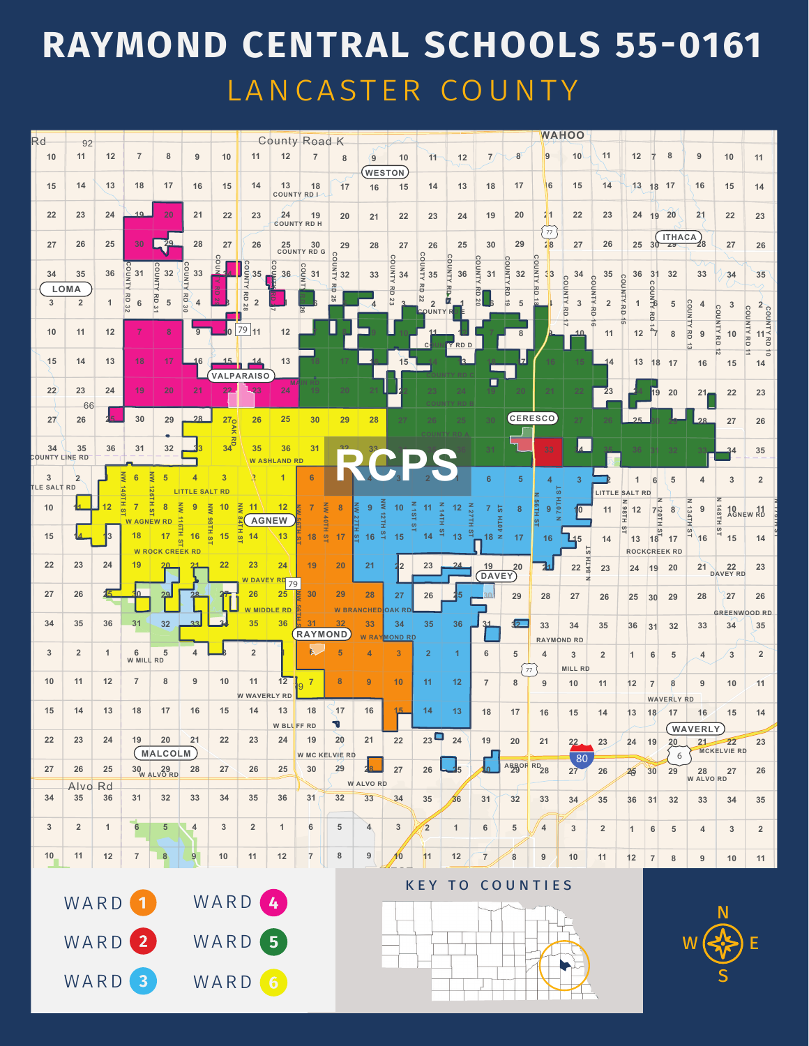# RAYMOND CENTRAL SCHOOLS 55-0161

## LANCASTER COUNTY

RCPS

WAHOO

WESTON

ITHACA

LOMA

VALPARAISO

CERESCO

AGNEW

DAVEY

RAYMOND

MALCOLM

WAVERLY

WARD 1

WARD 2

WARD 3

WARD 4

WARD 5

WARD 6

KEY TO COUNTIES

N

S

E

W